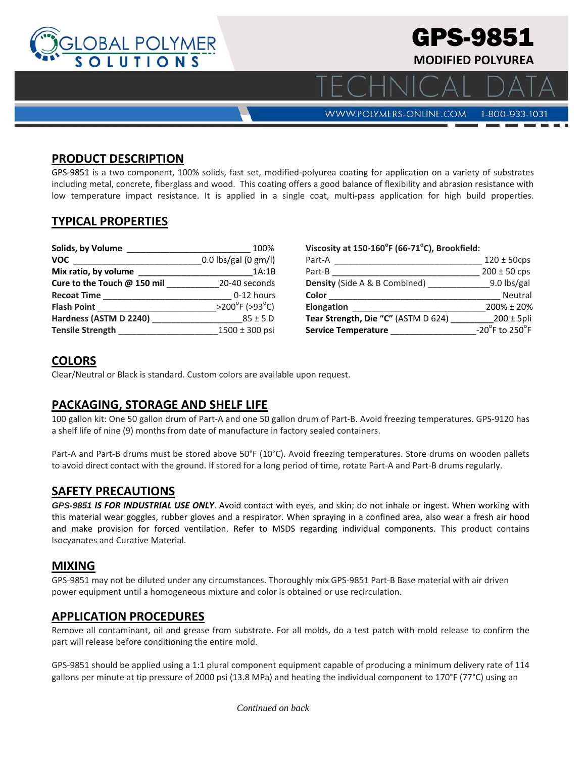GLOBAL POLYMER SOLUTIONS

# GPS-9851

**MODIFIED POLYUREA**

TECHNICAL DATA

WWW.POLYMERS-ONLINE.COM 1-800-933-1031

## PRODUCT DESCRIPTION

GPS-9851 is a two component, 100% solids, fast set, modified-polyurea coating for application on a variety of substrates including metal, concrete, fiberglass and wood. This coating offers a good balance of flexibility and abrasion resistance with low temperature impact resistance. It is applied in a single coat, multi-pass application for high build properties.

## TYPICAL PROPERTIES

| Property | Value |
|---|---|
| **Solids, by Volume** | 100% |
| **VOC** | 0.0 lbs/gal (0 gm/l) |
| **Mix ratio, by volume** | 1A:1B |
| **Cure to the Touch @ 150 mil** | 20-40 seconds |
| **Recoat Time** | 0-12 hours |
| **Flash Point** | >200°F (>93°C) |
| **Hardness (ASTM D 2240)** | 85 ± 5 D |
| **Tensile Strength** | 1500 ± 300 psi |
| **Viscosity at 150-160°F (66-71°C), Brookfield:** | |
| Part-A | 120 ± 50cps |
| Part-B | 200 ± 50 cps |
| **Density** (Side A & B Combined) | 9.0 lbs/gal |
| **Color** | Neutral |
| **Elongation** | 200% ± 20% |
| **Tear Strength, Die "C"** (ASTM D 624) | 200 ± 5pli |
| **Service Temperature** | -20°F to 250°F |

## COLORS

Clear/Neutral or Black is standard. Custom colors are available upon request.

## PACKAGING, STORAGE AND SHELF LIFE

100 gallon kit: One 50 gallon drum of Part-A and one 50 gallon drum of Part-B. Avoid freezing temperatures. GPS-9120 has a shelf life of nine (9) months from date of manufacture in factory sealed containers.

Part-A and Part-B drums must be stored above 50°F (10°C). Avoid freezing temperatures. Store drums on wooden pallets to avoid direct contact with the ground. If stored for a long period of time, rotate Part-A and Part-B drums regularly.

## SAFETY PRECAUTIONS

***GPS-9851 IS FOR INDUSTRIAL USE ONLY***. Avoid contact with eyes, and skin; do not inhale or ingest. When working with this material wear goggles, rubber gloves and a respirator. When spraying in a confined area, also wear a fresh air hood and make provision for forced ventilation. Refer to MSDS regarding individual components. This product contains Isocyanates and Curative Material.

## MIXING

GPS-9851 may not be diluted under any circumstances. Thoroughly mix GPS-9851 Part-B Base material with air driven power equipment until a homogeneous mixture and color is obtained or use recirculation.

## APPLICATION PROCEDURES

Remove all contaminant, oil and grease from substrate. For all molds, do a test patch with mold release to confirm the part will release before conditioning the entire mold.

GPS-9851 should be applied using a 1:1 plural component equipment capable of producing a minimum delivery rate of 114 gallons per minute at tip pressure of 2000 psi (13.8 MPa) and heating the individual component to 170°F (77°C) using an

*Continued on back*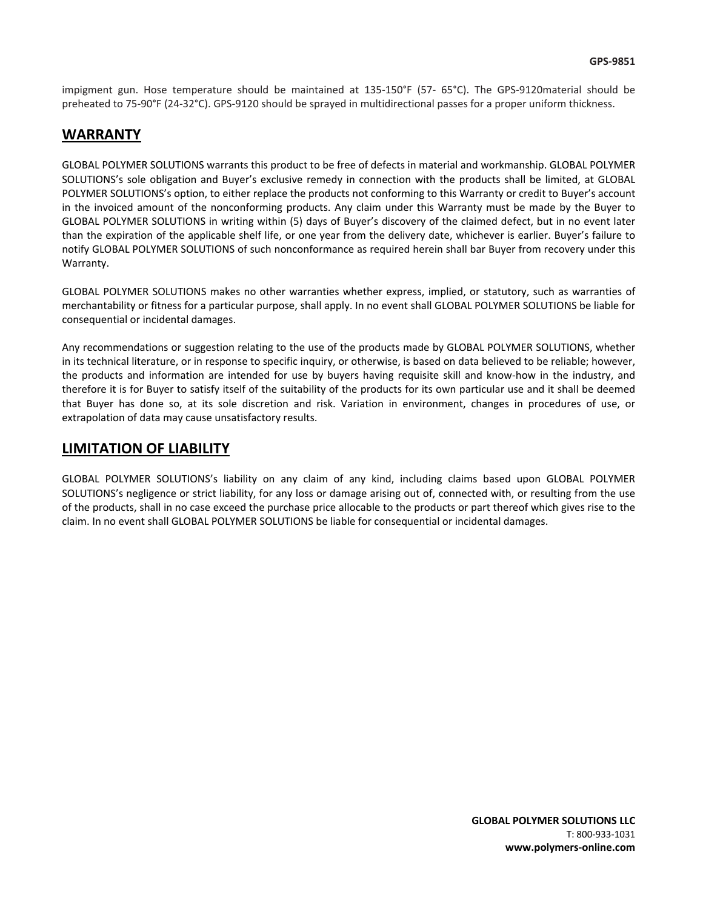impigment gun. Hose temperature should be maintained at 135-150°F (57- 65°C). The GPS-9120material should be preheated to 75-90°F (24-32°C). GPS-9120 should be sprayed in multidirectional passes for a proper uniform thickness.

## WARRANTY

GLOBAL POLYMER SOLUTIONS warrants this product to be free of defects in material and workmanship. GLOBAL POLYMER SOLUTIONS's sole obligation and Buyer's exclusive remedy in connection with the products shall be limited, at GLOBAL POLYMER SOLUTIONS's option, to either replace the products not conforming to this Warranty or credit to Buyer's account in the invoiced amount of the nonconforming products. Any claim under this Warranty must be made by the Buyer to GLOBAL POLYMER SOLUTIONS in writing within (5) days of Buyer's discovery of the claimed defect, but in no event later than the expiration of the applicable shelf life, or one year from the delivery date, whichever is earlier. Buyer's failure to notify GLOBAL POLYMER SOLUTIONS of such nonconformance as required herein shall bar Buyer from recovery under this Warranty.

GLOBAL POLYMER SOLUTIONS makes no other warranties whether express, implied, or statutory, such as warranties of merchantability or fitness for a particular purpose, shall apply. In no event shall GLOBAL POLYMER SOLUTIONS be liable for consequential or incidental damages.

Any recommendations or suggestion relating to the use of the products made by GLOBAL POLYMER SOLUTIONS, whether in its technical literature, or in response to specific inquiry, or otherwise, is based on data believed to be reliable; however, the products and information are intended for use by buyers having requisite skill and know-how in the industry, and therefore it is for Buyer to satisfy itself of the suitability of the products for its own particular use and it shall be deemed that Buyer has done so, at its sole discretion and risk. Variation in environment, changes in procedures of use, or extrapolation of data may cause unsatisfactory results.

## LIMITATION OF LIABILITY

GLOBAL POLYMER SOLUTIONS's liability on any claim of any kind, including claims based upon GLOBAL POLYMER SOLUTIONS's negligence or strict liability, for any loss or damage arising out of, connected with, or resulting from the use of the products, shall in no case exceed the purchase price allocable to the products or part thereof which gives rise to the claim. In no event shall GLOBAL POLYMER SOLUTIONS be liable for consequential or incidental damages.

**GLOBAL POLYMER SOLUTIONS LLC**
T: 800-933-1031
**www.polymers-online.com**